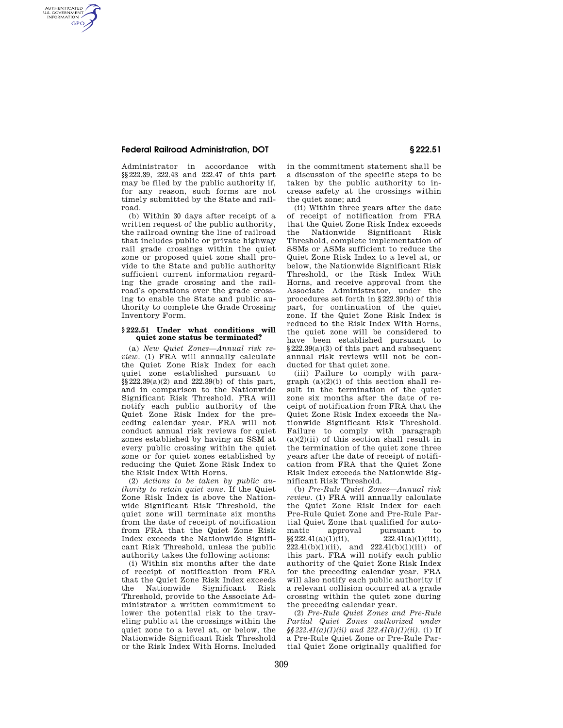Administrator in accordance with §§222.39, 222.43 and 222.47 of this part may be filed by the public authority if, for any reason, such forms are not timely submitted by the State and railroad.

(b) Within 30 days after receipt of a written request of the public authority, the railroad owning the line of railroad that includes public or private highway rail grade crossings within the quiet zone or proposed quiet zone shall provide to the State and public authority sufficient current information regarding the grade crossing and the railroad's operations over the grade crossing to enable the State and public authority to complete the Grade Crossing Inventory Form.

### § 222.51 Under what conditions will quiet zone status be terminated?

(a) *New Quiet Zones—Annual risk review.* (1) FRA will annually calculate the Quiet Zone Risk Index for each quiet zone established pursuant to §§222.39(a)(2) and 222.39(b) of this part, and in comparison to the Nationwide Significant Risk Threshold. FRA will notify each public authority of the Quiet Zone Risk Index for the preceding calendar year. FRA will not conduct annual risk reviews for quiet zones established by having an SSM at every public crossing within the quiet zone or for quiet zones established by reducing the Quiet Zone Risk Index to the Risk Index With Horns.

(2) *Actions to be taken by public authority to retain quiet zone.* If the Quiet Zone Risk Index is above the Nationwide Significant Risk Threshold, the quiet zone will terminate six months from the date of receipt of notification from FRA that the Quiet Zone Risk Index exceeds the Nationwide Significant Risk Threshold, unless the public authority takes the following actions:

(i) Within six months after the date of receipt of notification from FRA that the Quiet Zone Risk Index exceeds the Nationwide Significant Risk Threshold, provide to the Associate Administrator a written commitment to lower the potential risk to the traveling public at the crossings within the quiet zone to a level at, or below, the Nationwide Significant Risk Threshold or the Risk Index With Horns. Included in the commitment statement shall be a discussion of the specific steps to be taken by the public authority to increase safety at the crossings within the quiet zone; and

(ii) Within three years after the date of receipt of notification from FRA that the Quiet Zone Risk Index exceeds the Nationwide Significant Risk Threshold, complete implementation of SSMs or ASMs sufficient to reduce the Quiet Zone Risk Index to a level at, or below, the Nationwide Significant Risk Threshold, or the Risk Index With Horns, and receive approval from the Associate Administrator, under the procedures set forth in §222.39(b) of this part, for continuation of the quiet zone. If the Quiet Zone Risk Index is reduced to the Risk Index With Horns, the quiet zone will be considered to have been established pursuant to §222.39(a)(3) of this part and subsequent annual risk reviews will not be conducted for that quiet zone.

(iii) Failure to comply with paragraph (a)(2)(i) of this section shall result in the termination of the quiet zone six months after the date of receipt of notification from FRA that the Quiet Zone Risk Index exceeds the Nationwide Significant Risk Threshold. Failure to comply with paragraph (a)(2)(ii) of this section shall result in the termination of the quiet zone three years after the date of receipt of notification from FRA that the Quiet Zone Risk Index exceeds the Nationwide Significant Risk Threshold.

(b) *Pre-Rule Quiet Zones—Annual risk review.* (1) FRA will annually calculate the Quiet Zone Risk Index for each Pre-Rule Quiet Zone and Pre-Rule Partial Quiet Zone that qualified for automatic approval pursuant to §§222.41(a)(1)(ii), 222.41(a)(1)(iii), 222.41(b)(1)(ii), and 222.41(b)(1)(iii) of this part. FRA will notify each public authority of the Quiet Zone Risk Index for the preceding calendar year. FRA will also notify each public authority if a relevant collision occurred at a grade crossing within the quiet zone during the preceding calendar year.

(2) *Pre-Rule Quiet Zones and Pre-Rule Partial Quiet Zones authorized under §§222.41(a)(1)(ii) and 222.41(b)(1)(ii).* (i) If a Pre-Rule Quiet Zone or Pre-Rule Partial Quiet Zone originally qualified for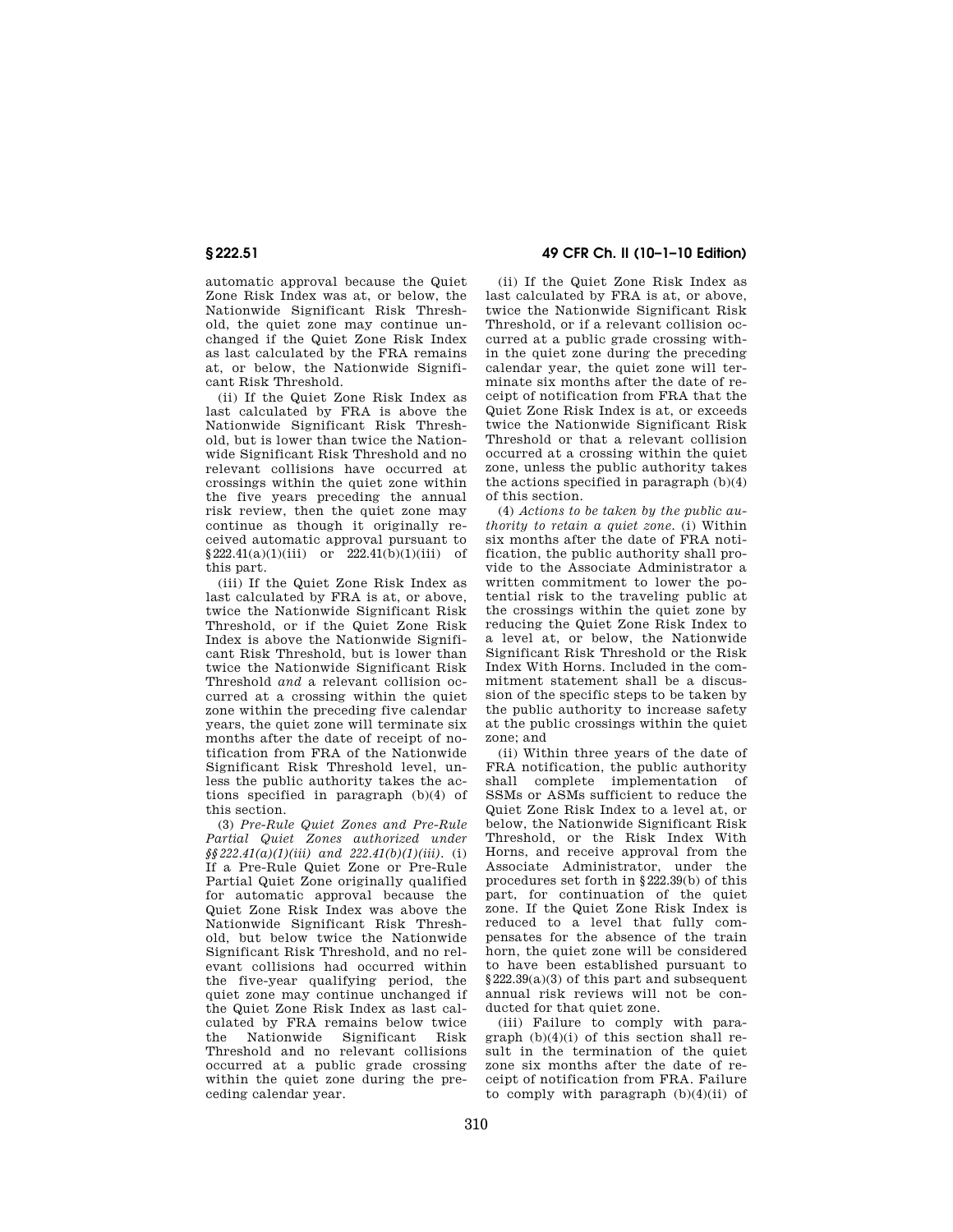automatic approval because the Quiet Zone Risk Index was at, or below, the Nationwide Significant Risk Threshold, the quiet zone may continue unchanged if the Quiet Zone Risk Index as last calculated by the FRA remains at, or below, the Nationwide Significant Risk Threshold.

(ii) If the Quiet Zone Risk Index as last calculated by FRA is above the Nationwide Significant Risk Threshold, but is lower than twice the Nationwide Significant Risk Threshold and no relevant collisions have occurred at crossings within the quiet zone within the five years preceding the annual risk review, then the quiet zone may continue as though it originally received automatic approval pursuant to §222.41(a)(1)(iii) or 222.41(b)(1)(iii) of this part.

(iii) If the Quiet Zone Risk Index as last calculated by FRA is at, or above, twice the Nationwide Significant Risk Threshold, or if the Quiet Zone Risk Index is above the Nationwide Significant Risk Threshold, but is lower than twice the Nationwide Significant Risk Threshold *and* a relevant collision occurred at a crossing within the quiet zone within the preceding five calendar years, the quiet zone will terminate six months after the date of receipt of notification from FRA of the Nationwide Significant Risk Threshold level, unless the public authority takes the actions specified in paragraph (b)(4) of this section.

(3) *Pre-Rule Quiet Zones and Pre-Rule Partial Quiet Zones authorized under §§222.41(a)(1)(iii) and 222.41(b)(1)(iii).* (i) If a Pre-Rule Quiet Zone or Pre-Rule Partial Quiet Zone originally qualified for automatic approval because the Quiet Zone Risk Index was above the Nationwide Significant Risk Threshold, but below twice the Nationwide Significant Risk Threshold, and no relevant collisions had occurred within the five-year qualifying period, the quiet zone may continue unchanged if the Quiet Zone Risk Index as last calculated by FRA remains below twice the Nationwide Significant Risk Threshold and no relevant collisions occurred at a public grade crossing within the quiet zone during the preceding calendar year.

(ii) If the Quiet Zone Risk Index as last calculated by FRA is at, or above, twice the Nationwide Significant Risk Threshold, or if a relevant collision occurred at a public grade crossing within the quiet zone during the preceding calendar year, the quiet zone will terminate six months after the date of receipt of notification from FRA that the Quiet Zone Risk Index is at, or exceeds twice the Nationwide Significant Risk Threshold or that a relevant collision occurred at a crossing within the quiet zone, unless the public authority takes the actions specified in paragraph (b)(4) of this section.

(4) *Actions to be taken by the public authority to retain a quiet zone.* (i) Within six months after the date of FRA notification, the public authority shall provide to the Associate Administrator a written commitment to lower the potential risk to the traveling public at the crossings within the quiet zone by reducing the Quiet Zone Risk Index to a level at, or below, the Nationwide Significant Risk Threshold or the Risk Index With Horns. Included in the commitment statement shall be a discussion of the specific steps to be taken by the public authority to increase safety at the public crossings within the quiet zone; and

(ii) Within three years of the date of FRA notification, the public authority shall complete implementation of SSMs or ASMs sufficient to reduce the Quiet Zone Risk Index to a level at, or below, the Nationwide Significant Risk Threshold, or the Risk Index With Horns, and receive approval from the Associate Administrator, under the procedures set forth in §222.39(b) of this part, for continuation of the quiet zone. If the Quiet Zone Risk Index is reduced to a level that fully compensates for the absence of the train horn, the quiet zone will be considered to have been established pursuant to §222.39(a)(3) of this part and subsequent annual risk reviews will not be conducted for that quiet zone.

(iii) Failure to comply with paragraph (b)(4)(i) of this section shall result in the termination of the quiet zone six months after the date of receipt of notification from FRA. Failure to comply with paragraph (b)(4)(ii) of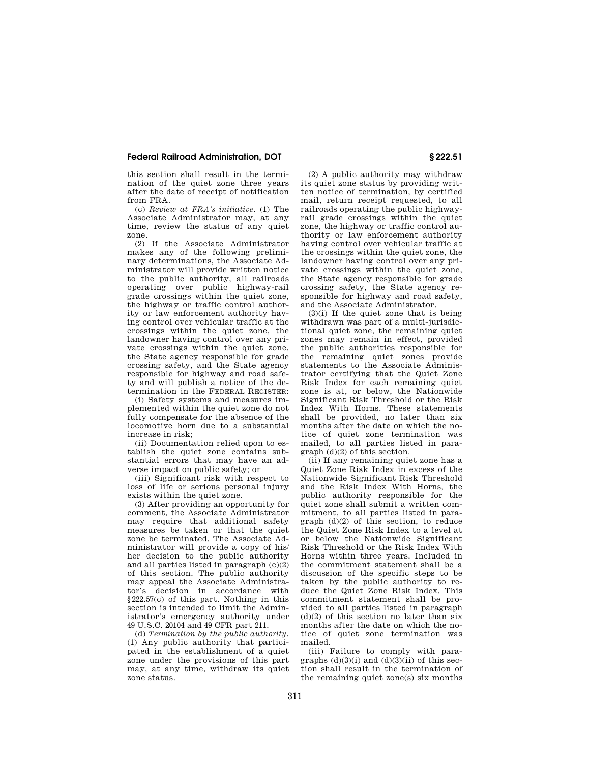this section shall result in the termination of the quiet zone three years after the date of receipt of notification from FRA.

(c) *Review at FRA's initiative.* (1) The Associate Administrator may, at any time, review the status of any quiet zone.

(2) If the Associate Administrator makes any of the following preliminary determinations, the Associate Administrator will provide written notice to the public authority, all railroads operating over public highway-rail grade crossings within the quiet zone, the highway or traffic control authority or law enforcement authority having control over vehicular traffic at the crossings within the quiet zone, the landowner having control over any private crossings within the quiet zone, the State agency responsible for grade crossing safety, and the State agency responsible for highway and road safety and will publish a notice of the determination in the FEDERAL REGISTER:

(i) Safety systems and measures implemented within the quiet zone do not fully compensate for the absence of the locomotive horn due to a substantial increase in risk;

(ii) Documentation relied upon to establish the quiet zone contains substantial errors that may have an adverse impact on public safety; or

(iii) Significant risk with respect to loss of life or serious personal injury exists within the quiet zone.

(3) After providing an opportunity for comment, the Associate Administrator may require that additional safety measures be taken or that the quiet zone be terminated. The Associate Administrator will provide a copy of his/her decision to the public authority and all parties listed in paragraph (c)(2) of this section. The public authority may appeal the Associate Administrator's decision in accordance with §222.57(c) of this part. Nothing in this section is intended to limit the Administrator's emergency authority under 49 U.S.C. 20104 and 49 CFR part 211.

(d) *Termination by the public authority.* (1) Any public authority that participated in the establishment of a quiet zone under the provisions of this part may, at any time, withdraw its quiet zone status.

(2) A public authority may withdraw its quiet zone status by providing written notice of termination, by certified mail, return receipt requested, to all railroads operating the public highway-rail grade crossings within the quiet zone, the highway or traffic control authority or law enforcement authority having control over vehicular traffic at the crossings within the quiet zone, the landowner having control over any private crossings within the quiet zone, the State agency responsible for grade crossing safety, the State agency responsible for highway and road safety, and the Associate Administrator.

(3)(i) If the quiet zone that is being withdrawn was part of a multi-jurisdictional quiet zone, the remaining quiet zones may remain in effect, provided the public authorities responsible for the remaining quiet zones provide statements to the Associate Administrator certifying that the Quiet Zone Risk Index for each remaining quiet zone is at, or below, the Nationwide Significant Risk Threshold or the Risk Index With Horns. These statements shall be provided, no later than six months after the date on which the notice of quiet zone termination was mailed, to all parties listed in paragraph (d)(2) of this section.

(ii) If any remaining quiet zone has a Quiet Zone Risk Index in excess of the Nationwide Significant Risk Threshold and the Risk Index With Horns, the public authority responsible for the quiet zone shall submit a written commitment, to all parties listed in paragraph (d)(2) of this section, to reduce the Quiet Zone Risk Index to a level at or below the Nationwide Significant Risk Threshold or the Risk Index With Horns within three years. Included in the commitment statement shall be a discussion of the specific steps to be taken by the public authority to reduce the Quiet Zone Risk Index. This commitment statement shall be provided to all parties listed in paragraph (d)(2) of this section no later than six months after the date on which the notice of quiet zone termination was mailed.

(iii) Failure to comply with paragraphs (d)(3)(i) and (d)(3)(ii) of this section shall result in the termination of the remaining quiet zone(s) six months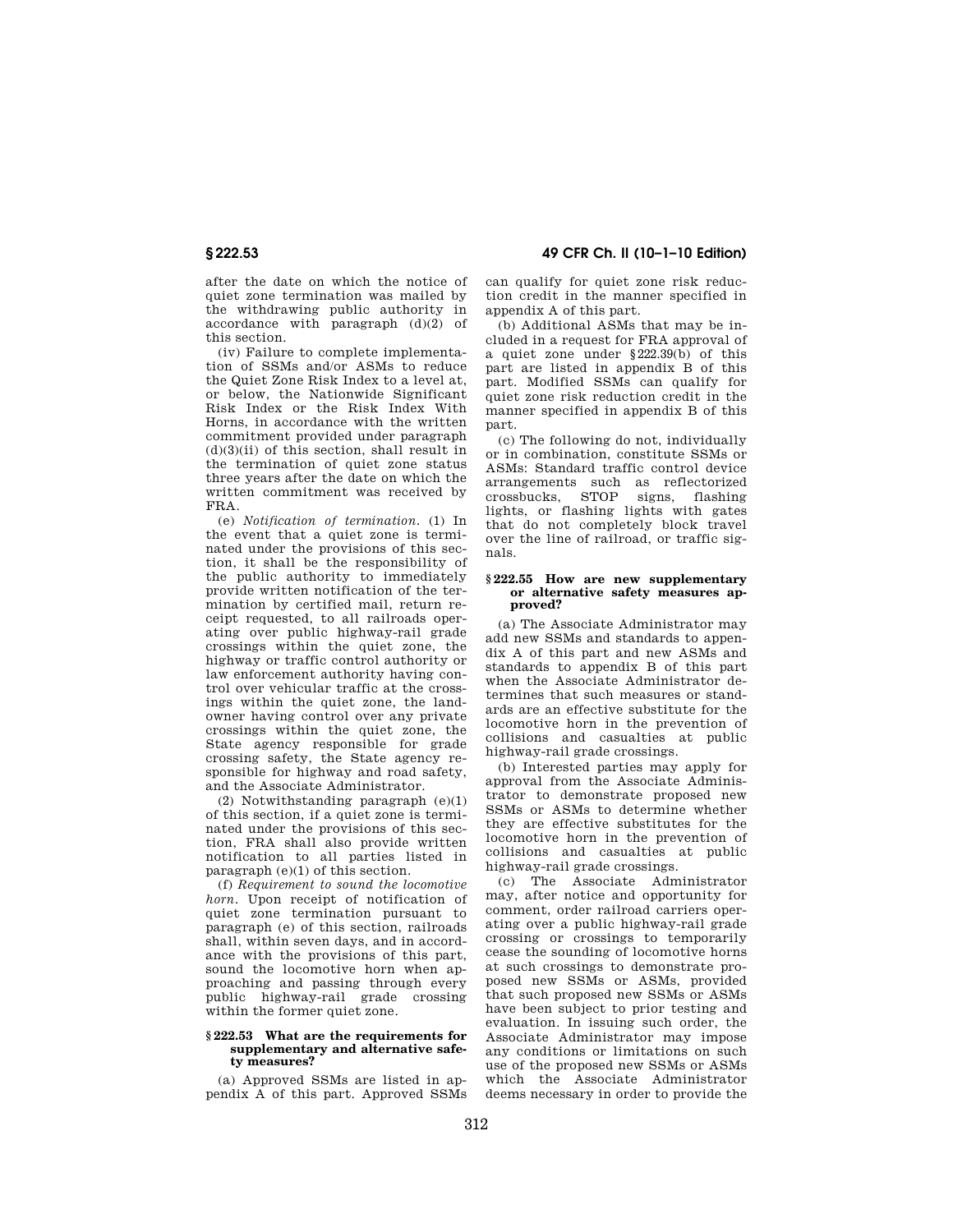after the date on which the notice of quiet zone termination was mailed by the withdrawing public authority in accordance with paragraph (d)(2) of this section.

(iv) Failure to complete implementation of SSMs and/or ASMs to reduce the Quiet Zone Risk Index to a level at, or below, the Nationwide Significant Risk Index or the Risk Index With Horns, in accordance with the written commitment provided under paragraph (d)(3)(ii) of this section, shall result in the termination of quiet zone status three years after the date on which the written commitment was received by FRA.

(e) *Notification of termination.* (1) In the event that a quiet zone is terminated under the provisions of this section, it shall be the responsibility of the public authority to immediately provide written notification of the termination by certified mail, return receipt requested, to all railroads operating over public highway-rail grade crossings within the quiet zone, the highway or traffic control authority or law enforcement authority having control over vehicular traffic at the crossings within the quiet zone, the landowner having control over any private crossings within the quiet zone, the State agency responsible for grade crossing safety, the State agency responsible for highway and road safety, and the Associate Administrator.

(2) Notwithstanding paragraph (e)(1) of this section, if a quiet zone is terminated under the provisions of this section, FRA shall also provide written notification to all parties listed in paragraph (e)(1) of this section.

(f) *Requirement to sound the locomotive horn.* Upon receipt of notification of quiet zone termination pursuant to paragraph (e) of this section, railroads shall, within seven days, and in accordance with the provisions of this part, sound the locomotive horn when approaching and passing through every public highway-rail grade crossing within the former quiet zone.

#### § 222.53 What are the requirements for supplementary and alternative safety measures?

(a) Approved SSMs are listed in appendix A of this part. Approved SSMs can qualify for quiet zone risk reduction credit in the manner specified in appendix A of this part.

(b) Additional ASMs that may be included in a request for FRA approval of a quiet zone under §222.39(b) of this part are listed in appendix B of this part. Modified SSMs can qualify for quiet zone risk reduction credit in the manner specified in appendix B of this part.

(c) The following do not, individually or in combination, constitute SSMs or ASMs: Standard traffic control device arrangements such as reflectorized crossbucks, STOP signs, flashing lights, or flashing lights with gates that do not completely block travel over the line of railroad, or traffic signals.

#### § 222.55 How are new supplementary or alternative safety measures approved?

(a) The Associate Administrator may add new SSMs and standards to appendix A of this part and new ASMs and standards to appendix B of this part when the Associate Administrator determines that such measures or standards are an effective substitute for the locomotive horn in the prevention of collisions and casualties at public highway-rail grade crossings.

(b) Interested parties may apply for approval from the Associate Administrator to demonstrate proposed new SSMs or ASMs to determine whether they are effective substitutes for the locomotive horn in the prevention of collisions and casualties at public highway-rail grade crossings.

(c) The Associate Administrator may, after notice and opportunity for comment, order railroad carriers operating over a public highway-rail grade crossing or crossings to temporarily cease the sounding of locomotive horns at such crossings to demonstrate proposed new SSMs or ASMs, provided that such proposed new SSMs or ASMs have been subject to prior testing and evaluation. In issuing such order, the Associate Administrator may impose any conditions or limitations on such use of the proposed new SSMs or ASMs which the Associate Administrator deems necessary in order to provide the